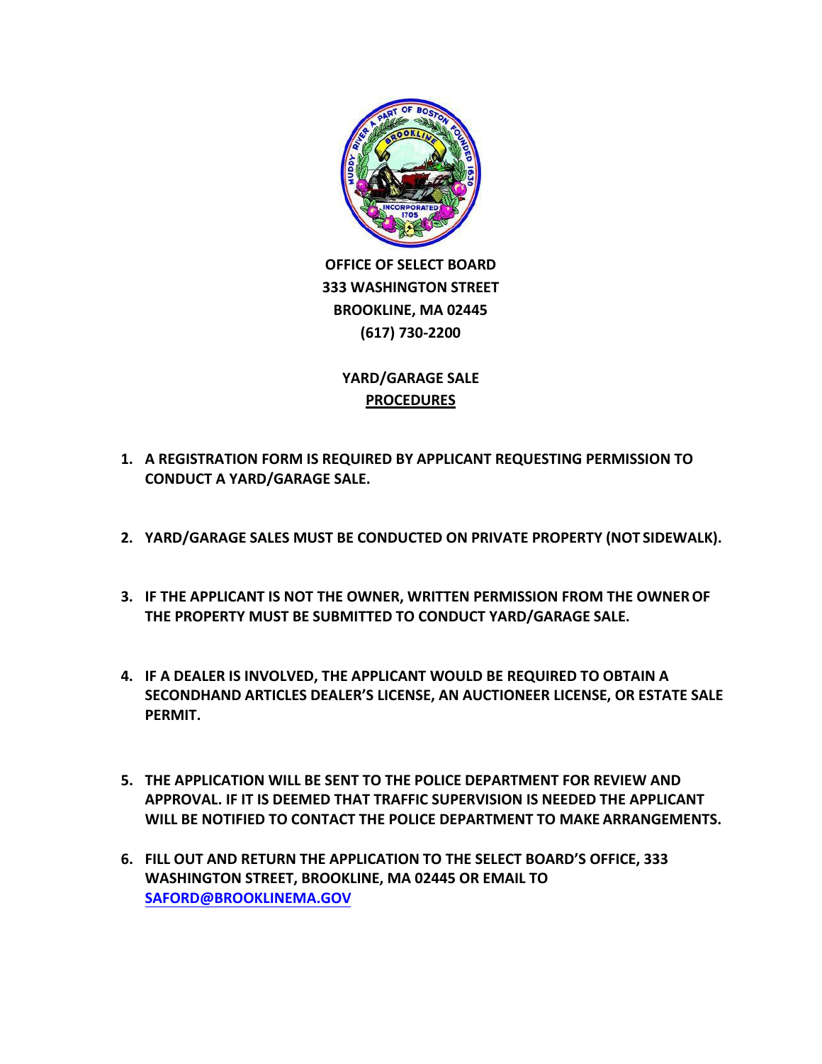**OFFICE OF SELECT BOARD**
**333 WASHINGTON STREET**
**BROOKLINE, MA 02445**
**(617) 730-2200**

# YARD/GARAGE SALE

## PROCEDURES

1. **A REGISTRATION FORM IS REQUIRED BY APPLICANT REQUESTING PERMISSION TO CONDUCT A YARD/GARAGE SALE.**

2. **YARD/GARAGE SALES MUST BE CONDUCTED ON PRIVATE PROPERTY (NOT SIDEWALK).**

3. **IF THE APPLICANT IS NOT THE OWNER, WRITTEN PERMISSION FROM THE OWNER OF THE PROPERTY MUST BE SUBMITTED TO CONDUCT YARD/GARAGE SALE.**

4. **IF A DEALER IS INVOLVED, THE APPLICANT WOULD BE REQUIRED TO OBTAIN A SECONDHAND ARTICLES DEALER'S LICENSE, AN AUCTIONEER LICENSE, OR ESTATE SALE PERMIT.**

5. **THE APPLICATION WILL BE SENT TO THE POLICE DEPARTMENT FOR REVIEW AND APPROVAL. IF IT IS DEEMED THAT TRAFFIC SUPERVISION IS NEEDED THE APPLICANT WILL BE NOTIFIED TO CONTACT THE POLICE DEPARTMENT TO MAKE ARRANGEMENTS.**

6. **FILL OUT AND RETURN THE APPLICATION TO THE SELECT BOARD'S OFFICE, 333 WASHINGTON STREET, BROOKLINE, MA 02445 OR EMAIL TO [SAFORD@BROOKLINEMA.GOV](mailto:SAFORD@BROOKLINEMA.GOV)**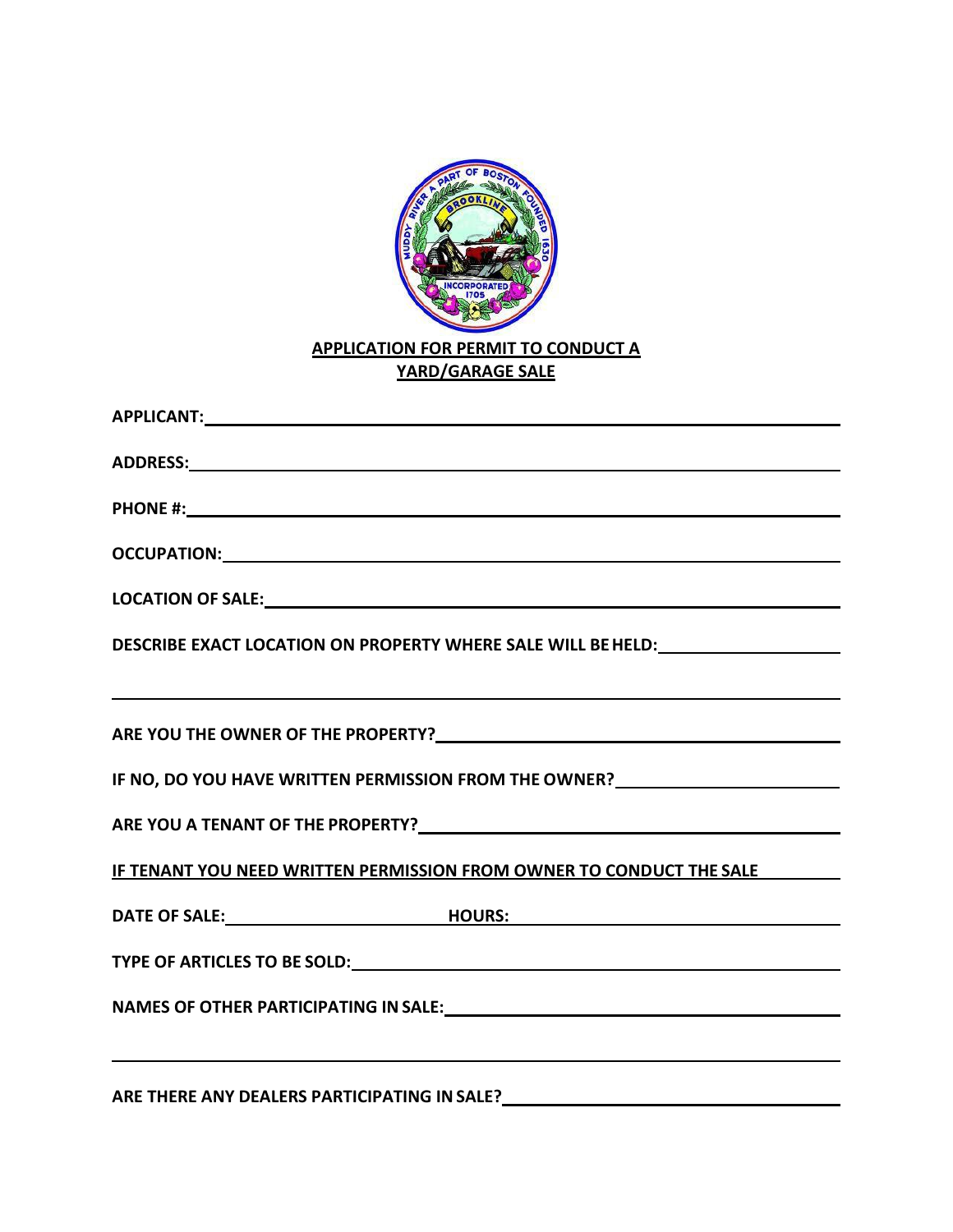**APPLICATION FOR PERMIT TO CONDUCT A YARD/GARAGE SALE**

**APPLICANT:** ______________________________

**ADDRESS:** ______________________________

**PHONE #:** ______________________________

**OCCUPATION:** ______________________________

**LOCATION OF SALE:** ______________________________

**DESCRIBE EXACT LOCATION ON PROPERTY WHERE SALE WILL BE HELD:** ______________________________

______________________________

**ARE YOU THE OWNER OF THE PROPERTY?** ______________________________

**IF NO, DO YOU HAVE WRITTEN PERMISSION FROM THE OWNER?** ______________________________

**ARE YOU A TENANT OF THE PROPERTY?** ______________________________

**IF TENANT YOU NEED WRITTEN PERMISSION FROM OWNER TO CONDUCT THE SALE**

**DATE OF SALE:** ______________ **HOURS:** ______________

**TYPE OF ARTICLES TO BE SOLD:** ______________________________

**NAMES OF OTHER PARTICIPATING IN SALE:** ______________________________

______________________________

**ARE THERE ANY DEALERS PARTICIPATING IN SALE?** ______________________________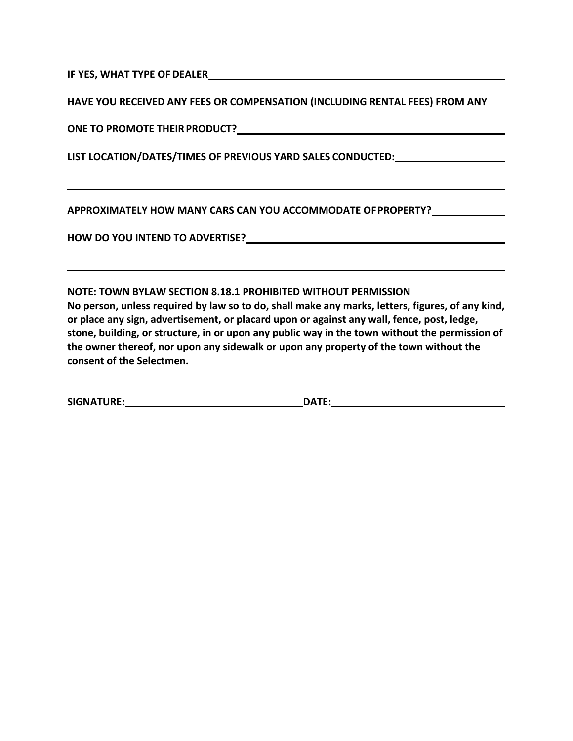**IF YES, WHAT TYPE OF DEALER** \_\_\_\_\_\_\_\_\_\_\_\_\_\_\_\_\_\_\_\_\_\_\_\_\_\_\_\_\_\_\_\_\_\_\_\_\_\_\_\_\_\_\_\_

**HAVE YOU RECEIVED ANY FEES OR COMPENSATION (INCLUDING RENTAL FEES) FROM ANY ONE TO PROMOTE THEIR PRODUCT?** \_\_\_\_\_\_\_\_\_\_\_\_\_\_\_\_\_\_\_\_\_\_\_\_\_\_\_\_\_\_\_\_\_\_\_\_\_\_\_\_\_\_\_\_

**LIST LOCATION/DATES/TIMES OF PREVIOUS YARD SALES CONDUCTED:** \_\_\_\_\_\_\_\_\_\_\_\_\_\_\_\_\_\_\_\_

\_\_\_\_\_\_\_\_\_\_\_\_\_\_\_\_\_\_\_\_\_\_\_\_\_\_\_\_\_\_\_\_\_\_\_\_\_\_\_\_\_\_\_\_\_\_\_\_\_\_\_\_\_\_\_\_\_\_\_\_\_\_\_\_\_\_\_\_\_\_\_\_\_\_\_\_

**APPROXIMATELY HOW MANY CARS CAN YOU ACCOMMODATE OF PROPERTY?** \_\_\_\_\_\_\_\_\_\_\_\_\_\_

**HOW DO YOU INTEND TO ADVERTISE?** \_\_\_\_\_\_\_\_\_\_\_\_\_\_\_\_\_\_\_\_\_\_\_\_\_\_\_\_\_\_\_\_\_\_\_\_\_\_\_\_\_\_\_\_\_\_\_\_

\_\_\_\_\_\_\_\_\_\_\_\_\_\_\_\_\_\_\_\_\_\_\_\_\_\_\_\_\_\_\_\_\_\_\_\_\_\_\_\_\_\_\_\_\_\_\_\_\_\_\_\_\_\_\_\_\_\_\_\_\_\_\_\_\_\_\_\_\_\_\_\_\_\_\_\_

**NOTE: TOWN BYLAW SECTION 8.18.1 PROHIBITED WITHOUT PERMISSION**
**No person, unless required by law so to do, shall make any marks, letters, figures, of any kind, or place any sign, advertisement, or placard upon or against any wall, fence, post, ledge, stone, building, or structure, in or upon any public way in the town without the permission of the owner thereof, nor upon any sidewalk or upon any property of the town without the consent of the Selectmen.**

**SIGNATURE:** \_\_\_\_\_\_\_\_\_\_\_\_\_\_\_\_\_\_\_\_\_\_\_\_\_\_\_\_\_\_\_\_\_\_ **DATE:** \_\_\_\_\_\_\_\_\_\_\_\_\_\_\_\_\_\_\_\_\_\_\_\_\_\_\_\_\_\_\_\_\_\_